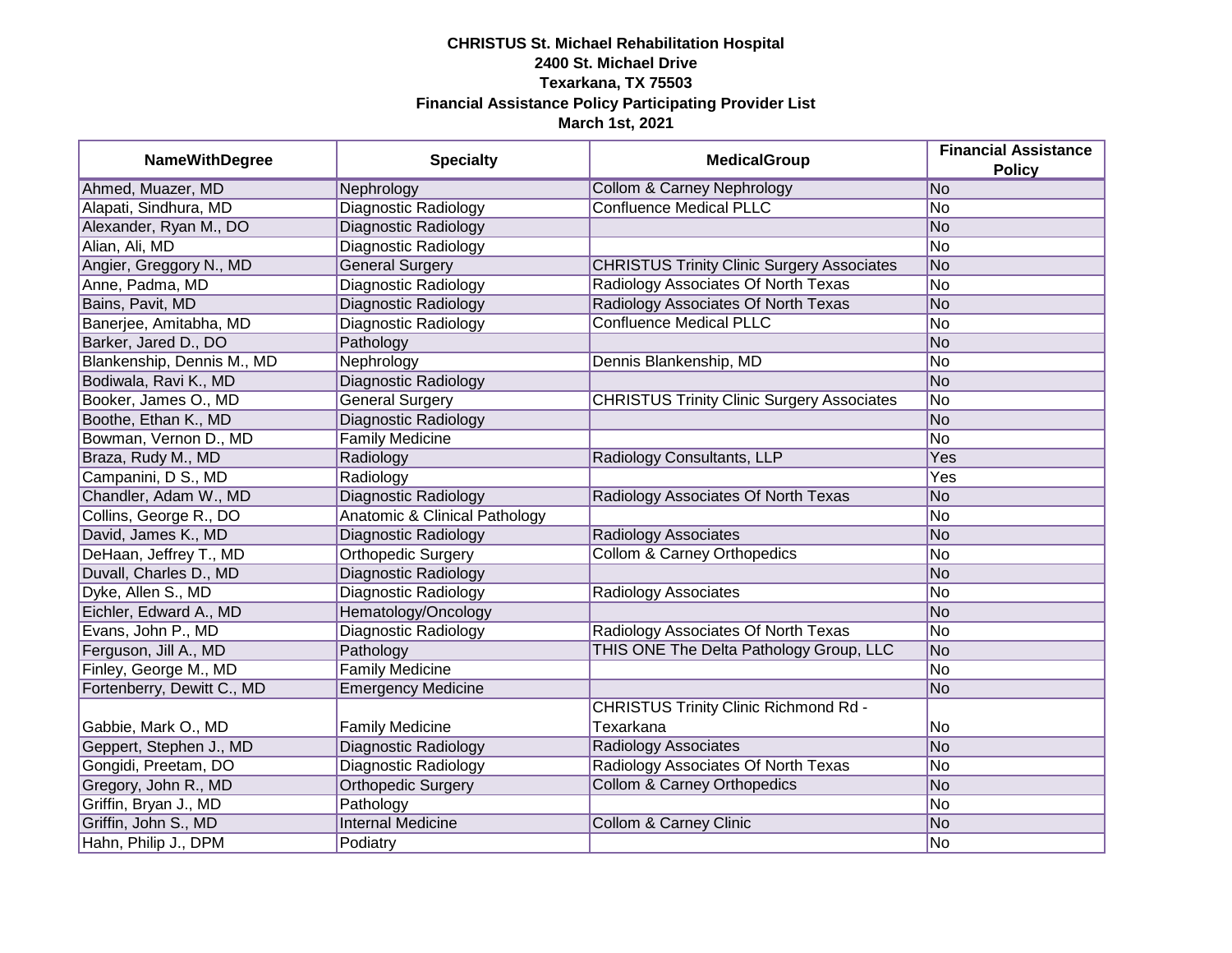**CHRISTUS St. Michael Rehabilitation Hospital**
**2400 St. Michael Drive**
**Texarkana, TX 75503**
**Financial Assistance Policy Participating Provider List**
**March 1st, 2021**

| NameWithDegree | Specialty | MedicalGroup | Financial Assistance Policy |
|---|---|---|---|
| Ahmed, Muazer, MD | Nephrology | Collom & Carney Nephrology | No |
| Alapati, Sindhura, MD | Diagnostic Radiology | Confluence Medical PLLC | No |
| Alexander, Ryan M., DO | Diagnostic Radiology | | No |
| Alian, Ali, MD | Diagnostic Radiology | | No |
| Angier, Greggory N., MD | General Surgery | CHRISTUS Trinity Clinic Surgery Associates | No |
| Anne, Padma, MD | Diagnostic Radiology | Radiology Associates Of North Texas | No |
| Bains, Pavit, MD | Diagnostic Radiology | Radiology Associates Of North Texas | No |
| Banerjee, Amitabha, MD | Diagnostic Radiology | Confluence Medical PLLC | No |
| Barker, Jared D., DO | Pathology | | No |
| Blankenship, Dennis M., MD | Nephrology | Dennis Blankenship, MD | No |
| Bodiwala, Ravi K., MD | Diagnostic Radiology | | No |
| Booker, James O., MD | General Surgery | CHRISTUS Trinity Clinic Surgery Associates | No |
| Boothe, Ethan K., MD | Diagnostic Radiology | | No |
| Bowman, Vernon D., MD | Family Medicine | | No |
| Braza, Rudy M., MD | Radiology | Radiology Consultants, LLP | Yes |
| Campanini, D S., MD | Radiology | | Yes |
| Chandler, Adam W., MD | Diagnostic Radiology | Radiology Associates Of North Texas | No |
| Collins, George R., DO | Anatomic & Clinical Pathology | | No |
| David, James K., MD | Diagnostic Radiology | Radiology Associates | No |
| DeHaan, Jeffrey T., MD | Orthopedic Surgery | Collom & Carney Orthopedics | No |
| Duvall, Charles D., MD | Diagnostic Radiology | | No |
| Dyke, Allen S., MD | Diagnostic Radiology | Radiology Associates | No |
| Eichler, Edward A., MD | Hematology/Oncology | | No |
| Evans, John P., MD | Diagnostic Radiology | Radiology Associates Of North Texas | No |
| Ferguson, Jill A., MD | Pathology | THIS ONE The Delta Pathology Group, LLC | No |
| Finley, George M., MD | Family Medicine | | No |
| Fortenberry, Dewitt C., MD | Emergency Medicine | | No |
| Gabbie, Mark O., MD | Family Medicine | CHRISTUS Trinity Clinic Richmond Rd - Texarkana | No |
| Geppert, Stephen J., MD | Diagnostic Radiology | Radiology Associates | No |
| Gongidi, Preetam, DO | Diagnostic Radiology | Radiology Associates Of North Texas | No |
| Gregory, John R., MD | Orthopedic Surgery | Collom & Carney Orthopedics | No |
| Griffin, Bryan J., MD | Pathology | | No |
| Griffin, John S., MD | Internal Medicine | Collom & Carney Clinic | No |
| Hahn, Philip J., DPM | Podiatry | | No |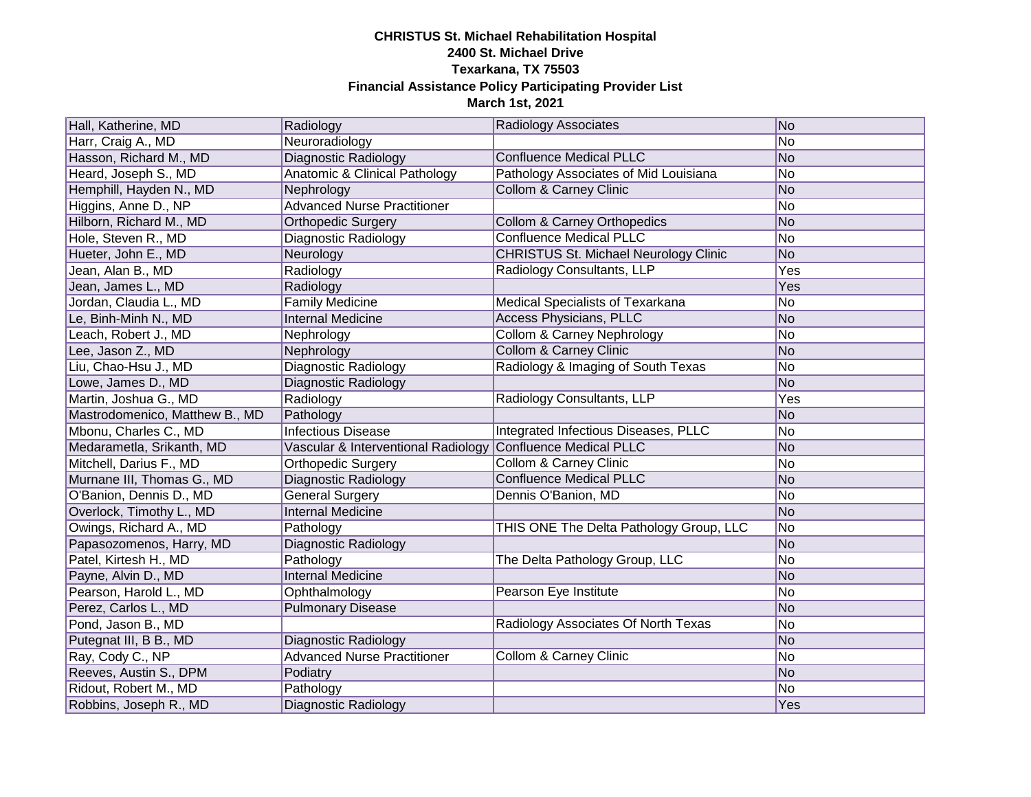**CHRISTUS St. Michael Rehabilitation Hospital**
**2400 St. Michael Drive**
**Texarkana, TX 75503**
**Financial Assistance Policy Participating Provider List**
**March 1st, 2021**

| | | | |
|---|---|---|---|
| Hall, Katherine, MD | Radiology | Radiology Associates | No |
| Harr, Craig A., MD | Neuroradiology | | No |
| Hasson, Richard M., MD | Diagnostic Radiology | Confluence Medical PLLC | No |
| Heard, Joseph S., MD | Anatomic & Clinical Pathology | Pathology Associates of Mid Louisiana | No |
| Hemphill, Hayden N., MD | Nephrology | Collom & Carney Clinic | No |
| Higgins, Anne D., NP | Advanced Nurse Practitioner | | No |
| Hilborn, Richard M., MD | Orthopedic Surgery | Collom & Carney Orthopedics | No |
| Hole, Steven R., MD | Diagnostic Radiology | Confluence Medical PLLC | No |
| Hueter, John E., MD | Neurology | CHRISTUS St. Michael Neurology Clinic | No |
| Jean, Alan B., MD | Radiology | Radiology Consultants, LLP | Yes |
| Jean, James L., MD | Radiology | | Yes |
| Jordan, Claudia L., MD | Family Medicine | Medical Specialists of Texarkana | No |
| Le, Binh-Minh N., MD | Internal Medicine | Access Physicians, PLLC | No |
| Leach, Robert J., MD | Nephrology | Collom & Carney Nephrology | No |
| Lee, Jason Z., MD | Nephrology | Collom & Carney Clinic | No |
| Liu, Chao-Hsu J., MD | Diagnostic Radiology | Radiology & Imaging of South Texas | No |
| Lowe, James D., MD | Diagnostic Radiology | | No |
| Martin, Joshua G., MD | Radiology | Radiology Consultants, LLP | Yes |
| Mastrodomenico, Matthew B., MD | Pathology | | No |
| Mbonu, Charles C., MD | Infectious Disease | Integrated Infectious Diseases, PLLC | No |
| Medarametla, Srikanth, MD | Vascular & Interventional Radiology | Confluence Medical PLLC | No |
| Mitchell, Darius F., MD | Orthopedic Surgery | Collom & Carney Clinic | No |
| Murnane III, Thomas G., MD | Diagnostic Radiology | Confluence Medical PLLC | No |
| O'Banion, Dennis D., MD | General Surgery | Dennis O'Banion, MD | No |
| Overlock, Timothy L., MD | Internal Medicine | | No |
| Owings, Richard A., MD | Pathology | THIS ONE The Delta Pathology Group, LLC | No |
| Papasozomenos, Harry, MD | Diagnostic Radiology | | No |
| Patel, Kirtesh H., MD | Pathology | The Delta Pathology Group, LLC | No |
| Payne, Alvin D., MD | Internal Medicine | | No |
| Pearson, Harold L., MD | Ophthalmology | Pearson Eye Institute | No |
| Perez, Carlos L., MD | Pulmonary Disease | | No |
| Pond, Jason B., MD | | Radiology Associates Of North Texas | No |
| Putegnat III, B B., MD | Diagnostic Radiology | | No |
| Ray, Cody C., NP | Advanced Nurse Practitioner | Collom & Carney Clinic | No |
| Reeves, Austin S., DPM | Podiatry | | No |
| Ridout, Robert M., MD | Pathology | | No |
| Robbins, Joseph R., MD | Diagnostic Radiology | | Yes |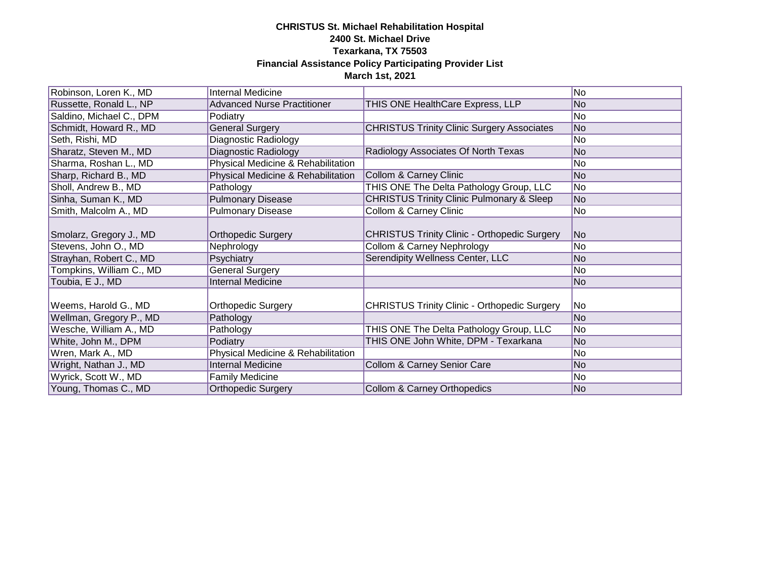**CHRISTUS St. Michael Rehabilitation Hospital**
**2400 St. Michael Drive**
**Texarkana, TX 75503**
**Financial Assistance Policy Participating Provider List**
**March 1st, 2021**

| | | | |
|---|---|---|---|
| Robinson, Loren K., MD | Internal Medicine | | No |
| Russette, Ronald L., NP | Advanced Nurse Practitioner | THIS ONE HealthCare Express, LLP | No |
| Saldino, Michael C., DPM | Podiatry | | No |
| Schmidt, Howard R., MD | General Surgery | CHRISTUS Trinity Clinic Surgery Associates | No |
| Seth, Rishi, MD | Diagnostic Radiology | | No |
| Sharatz, Steven M., MD | Diagnostic Radiology | Radiology Associates Of North Texas | No |
| Sharma, Roshan L., MD | Physical Medicine & Rehabilitation | | No |
| Sharp, Richard B., MD | Physical Medicine & Rehabilitation | Collom & Carney Clinic | No |
| Sholl, Andrew B., MD | Pathology | THIS ONE The Delta Pathology Group, LLC | No |
| Sinha, Suman K., MD | Pulmonary Disease | CHRISTUS Trinity Clinic Pulmonary & Sleep | No |
| Smith, Malcolm A., MD | Pulmonary Disease | Collom & Carney Clinic | No |
| Smolarz, Gregory J., MD | Orthopedic Surgery | CHRISTUS Trinity Clinic - Orthopedic Surgery | No |
| Stevens, John O., MD | Nephrology | Collom & Carney Nephrology | No |
| Strayhan, Robert C., MD | Psychiatry | Serendipity Wellness Center, LLC | No |
| Tompkins, William C., MD | General Surgery | | No |
| Toubia, E J., MD | Internal Medicine | | No |
| Weems, Harold G., MD | Orthopedic Surgery | CHRISTUS Trinity Clinic - Orthopedic Surgery | No |
| Wellman, Gregory P., MD | Pathology | | No |
| Wesche, William A., MD | Pathology | THIS ONE The Delta Pathology Group, LLC | No |
| White, John M., DPM | Podiatry | THIS ONE John White, DPM - Texarkana | No |
| Wren, Mark A., MD | Physical Medicine & Rehabilitation | | No |
| Wright, Nathan J., MD | Internal Medicine | Collom & Carney Senior Care | No |
| Wyrick, Scott W., MD | Family Medicine | | No |
| Young, Thomas C., MD | Orthopedic Surgery | Collom & Carney Orthopedics | No |